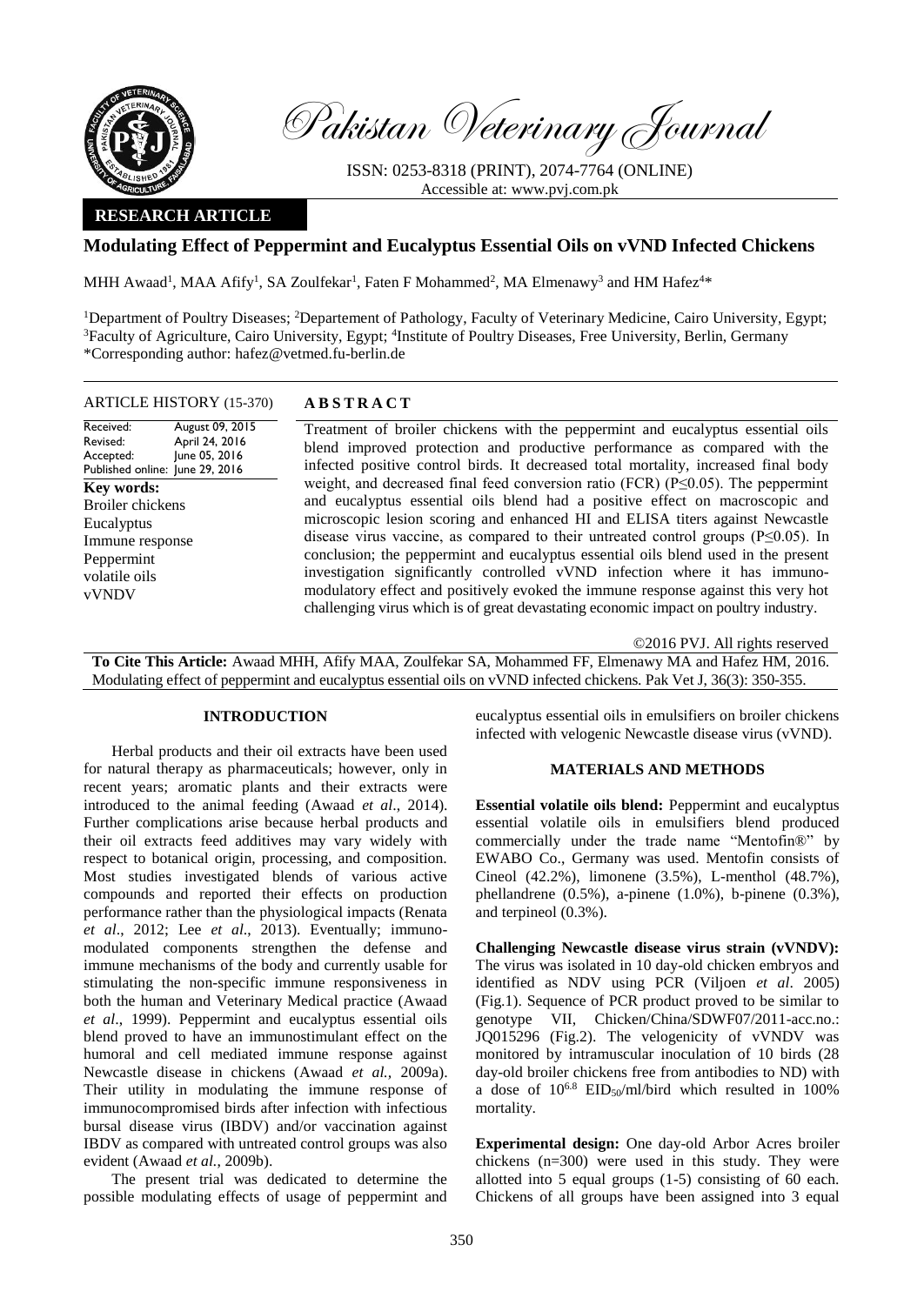Pakistan Veterinary Journal

ISSN: 0253-8318 (PRINT), 2074-7764 (ONLINE)
Accessible at: www.pvj.com.pk

**RESEARCH ARTICLE**

# Modulating Effect of Peppermint and Eucalyptus Essential Oils on vVND Infected Chickens

MHH Awaad[1], MAA Afify[1], SA Zoulfekar[1], Faten F Mohammed[2], MA Elmenawy[3] and HM Hafez[4]*

[1]Department of Poultry Diseases; [2]Departement of Pathology, Faculty of Veterinary Medicine, Cairo University, Egypt; [3]Faculty of Agriculture, Cairo University, Egypt; [4]Institute of Poultry Diseases, Free University, Berlin, Germany
*Corresponding author: hafez@vetmed.fu-berlin.de

ARTICLE HISTORY (15-370)

Received: August 09, 2015
Revised: April 24, 2016
Accepted: June 05, 2016
Published online: June 29, 2016

**Key words:**
Broiler chickens
Eucalyptus
Immune response
Peppermint
volatile oils
vVNDV

## ABSTRACT

Treatment of broiler chickens with the peppermint and eucalyptus essential oils blend improved protection and productive performance as compared with the infected positive control birds. It decreased total mortality, increased final body weight, and decreased final feed conversion ratio (FCR) ($P \leq 0.05$). The peppermint and eucalyptus essential oils blend had a positive effect on macroscopic and microscopic lesion scoring and enhanced HI and ELISA titers against Newcastle disease virus vaccine, as compared to their untreated control groups ($P \leq 0.05$). In conclusion; the peppermint and eucalyptus essential oils blend used in the present investigation significantly controlled vVND infection where it has immuno-modulatory effect and positively evoked the immune response against this very hot challenging virus which is of great devastating economic impact on poultry industry.

©2016 PVJ. All rights reserved

**To Cite This Article:** Awaad MHH, Afify MAA, Zoulfekar SA, Mohammed FF, Elmenawy MA and Hafez HM, 2016. Modulating effect of peppermint and eucalyptus essential oils on vVND infected chickens. Pak Vet J, 36(3): 350-355.

## INTRODUCTION

Herbal products and their oil extracts have been used for natural therapy as pharmaceuticals; however, only in recent years; aromatic plants and their extracts were introduced to the animal feeding (Awaad *et al*., 2014). Further complications arise because herbal products and their oil extracts feed additives may vary widely with respect to botanical origin, processing, and composition. Most studies investigated blends of various active compounds and reported their effects on production performance rather than the physiological impacts (Renata *et al*., 2012; Lee *et al*., 2013). Eventually; immuno-modulated components strengthen the defense and immune mechanisms of the body and currently usable for stimulating the non-specific immune responsiveness in both the human and Veterinary Medical practice (Awaad *et al*., 1999). Peppermint and eucalyptus essential oils blend proved to have an immunostimulant effect on the humoral and cell mediated immune response against Newcastle disease in chickens (Awaad *et al.,* 2009a). Their utility in modulating the immune response of immunocompromised birds after infection with infectious bursal disease virus (IBDV) and/or vaccination against IBDV as compared with untreated control groups was also evident (Awaad *et al.,* 2009b).

The present trial was dedicated to determine the possible modulating effects of usage of peppermint and eucalyptus essential oils in emulsifiers on broiler chickens infected with velogenic Newcastle disease virus (vVND).

## MATERIALS AND METHODS

**Essential volatile oils blend:** Peppermint and eucalyptus essential volatile oils in emulsifiers blend produced commercially under the trade name "Mentofin®" by EWABO Co., Germany was used. Mentofin consists of Cineol (42.2%), limonene (3.5%), L-menthol (48.7%), phellandrene (0.5%), a-pinene (1.0%), b-pinene (0.3%), and terpineol (0.3%).

**Challenging Newcastle disease virus strain (vVNDV):** The virus was isolated in 10 day-old chicken embryos and identified as NDV using PCR (Viljoen *et al*. 2005) (Fig.1). Sequence of PCR product proved to be similar to genotype VII, Chicken/China/SDWF07/2011-acc.no.: JQ015296 (Fig.2). The velogenicity of vVNDV was monitored by intramuscular inoculation of 10 birds (28 day-old broiler chickens free from antibodies to ND) with a dose of $10^{6.8}$ $EID_{50}$/ml/bird which resulted in 100% mortality.

**Experimental design:** One day-old Arbor Acres broiler chickens (n=300) were used in this study. They were allotted into 5 equal groups (1-5) consisting of 60 each. Chickens of all groups have been assigned into 3 equal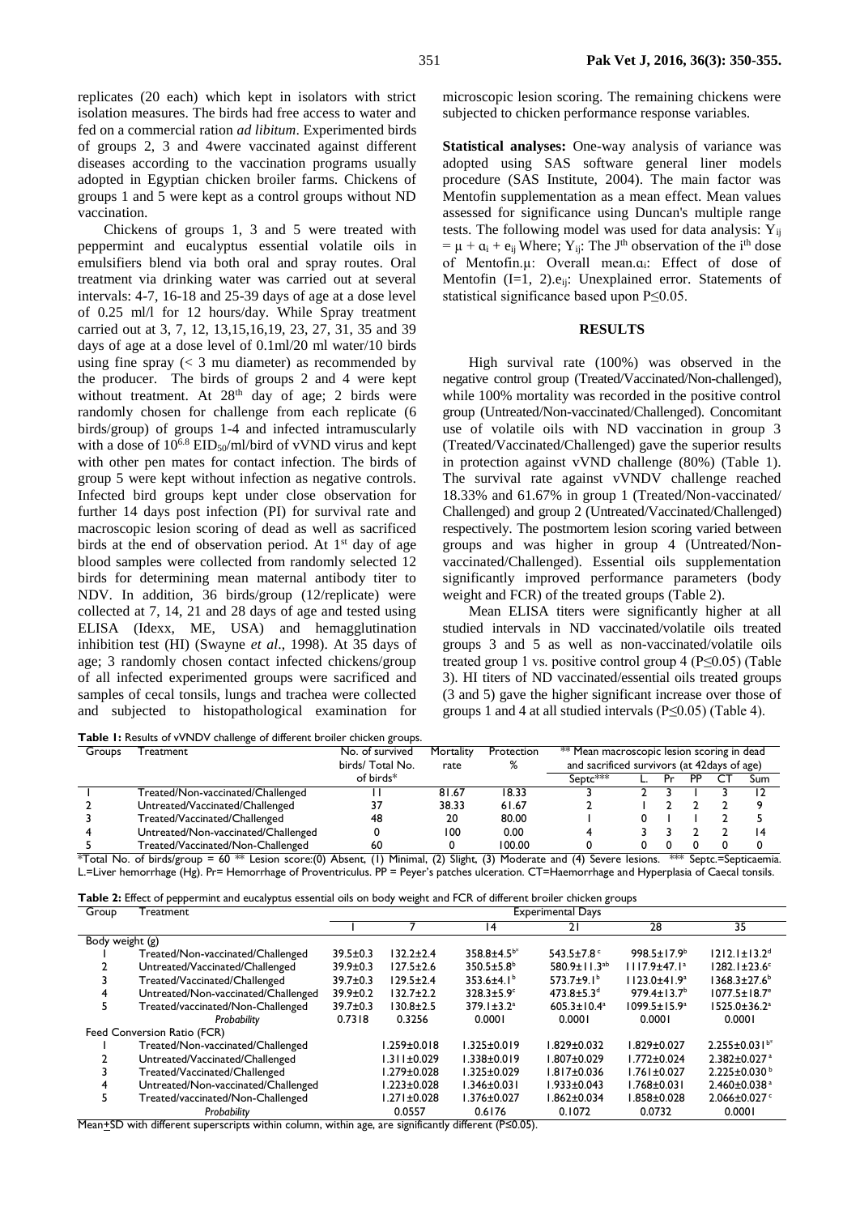replicates (20 each) which kept in isolators with strict isolation measures. The birds had free access to water and fed on a commercial ration *ad libitum*. Experimented birds of groups 2, 3 and 4were vaccinated against different diseases according to the vaccination programs usually adopted in Egyptian chicken broiler farms. Chickens of groups 1 and 5 were kept as a control groups without ND vaccination.

Chickens of groups 1, 3 and 5 were treated with peppermint and eucalyptus essential volatile oils in emulsifiers blend via both oral and spray routes. Oral treatment via drinking water was carried out at several intervals: 4-7, 16-18 and 25-39 days of age at a dose level of 0.25 ml/l for 12 hours/day. While Spray treatment carried out at 3, 7, 12, 13,15,16,19, 23, 27, 31, 35 and 39 days of age at a dose level of 0.1ml/20 ml water/10 birds using fine spray (< 3 mu diameter) as recommended by the producer. The birds of groups 2 and 4 were kept without treatment. At 28th day of age; 2 birds were randomly chosen for challenge from each replicate (6 birds/group) of groups 1-4 and infected intramuscularly with a dose of $10^{6.8}$ $EID_{50}$/ml/bird of vVND virus and kept with other pen mates for contact infection. The birds of group 5 were kept without infection as negative controls. Infected bird groups kept under close observation for further 14 days post infection (PI) for survival rate and macroscopic lesion scoring of dead as well as sacrificed birds at the end of observation period. At 1st day of age blood samples were collected from randomly selected 12 birds for determining mean maternal antibody titer to NDV. In addition, 36 birds/group (12/replicate) were collected at 7, 14, 21 and 28 days of age and tested using ELISA (Idexx, ME, USA) and hemagglutination inhibition test (HI) (Swayne *et al*., 1998). At 35 days of age; 3 randomly chosen contact infected chickens/group of all infected experimented groups were sacrificed and samples of cecal tonsils, lungs and trachea were collected and subjected to histopathological examination for microscopic lesion scoring. The remaining chickens were subjected to chicken performance response variables.

**Statistical analyses:** One-way analysis of variance was adopted using SAS software general liner models procedure (SAS Institute, 2004). The main factor was Mentofin supplementation as a mean effect. Mean values assessed for significance using Duncan's multiple range tests. The following model was used for data analysis: $Y_{ij} = \mu + \alpha_i + e_{ij}$ Where; $Y_{ij}$: The Jth observation of the ith dose of Mentofin.$\mu$: Overall mean.$\alpha_i$: Effect of dose of Mentofin (I=1, 2).$e_{ij}$: Unexplained error. Statements of statistical significance based upon P≤0.05.

## RESULTS

High survival rate (100%) was observed in the negative control group (Treated/Vaccinated/Non-challenged), while 100% mortality was recorded in the positive control group (Untreated/Non-vaccinated/Challenged). Concomitant use of volatile oils with ND vaccination in group 3 (Treated/Vaccinated/Challenged) gave the superior results in protection against vVND challenge (80%) (Table 1). The survival rate against vVNDV challenge reached 18.33% and 61.67% in group 1 (Treated/Non-vaccinated/Challenged) and group 2 (Untreated/Vaccinated/Challenged) respectively. The postmortem lesion scoring varied between groups and was higher in group 4 (Untreated/Non-vaccinated/Challenged). Essential oils supplementation significantly improved performance parameters (body weight and FCR) of the treated groups (Table 2).

Mean ELISA titers were significantly higher at all studied intervals in ND vaccinated/volatile oils treated groups 3 and 5 as well as non-vaccinated/volatile oils treated group 1 vs. positive control group 4 (P≤0.05) (Table 3). HI titers of ND vaccinated/essential oils treated groups (3 and 5) gave the higher significant increase over those of groups 1 and 4 at all studied intervals (P≤0.05) (Table 4).

**Table 1:** Results of vVNDV challenge of different broiler chicken groups.

| Groups | Treatment | No. of survived birds/ Total No. of birds* | Mortality rate | Protection % | ** Mean macroscopic lesion scoring in dead and sacrificed survivors (at 42days of age) | | | | | |
|---|---|---|---|---|---|---|---|---|---|---|
| | | | | | Septc*** | L. | Pr | PP | CT | Sum |
| 1 | Treated/Non-vaccinated/Challenged | 11 | 81.67 | 18.33 | 3 | 2 | 3 | 1 | 3 | 12 |
| 2 | Untreated/Vaccinated/Challenged | 37 | 38.33 | 61.67 | 2 | 1 | 2 | 2 | 2 | 9 |
| 3 | Treated/Vaccinated/Challenged | 48 | 20 | 80.00 | 1 | 0 | 1 | 1 | 2 | 5 |
| 4 | Untreated/Non-vaccinated/Challenged | 0 | 100 | 0.00 | 4 | 3 | 3 | 2 | 2 | 14 |
| 5 | Treated/Vaccinated/Non-Challenged | 60 | 0 | 100.00 | 0 | 0 | 0 | 0 | 0 | 0 |

*Total No. of birds/group = 60 ** Lesion score:(0) Absent, (1) Minimal, (2) Slight, (3) Moderate and (4) Severe lesions. *** Septc.=Septicaemia. L.=Liver hemorrhage (Hg). Pr= Hemorrhage of Proventriculus. PP = Peyer's patches ulceration. CT=Haemorrhage and Hyperplasia of Caecal tonsils.

**Table 2:** Effect of peppermint and eucalyptus essential oils on body weight and FCR of different broiler chicken groups

| Group | Treatment | Experimental Days | | | | | |
|---|---|---|---|---|---|---|---|
| | | 1 | 7 | 14 | 21 | 28 | 35 |
| Body weight (g) | | | | | | | |
| 1 | Treated/Non-vaccinated/Challenged | 39.5±0.3 | 132.2±2.4 | 358.8±4.5b* | 543.5±7.8c | 998.5±17.9b | 1212.1±13.2d |
| 2 | Untreated/Vaccinated/Challenged | 39.9±0.3 | 127.5±2.6 | 350.5±5.8b | 580.9±11.3ab | 1117.9±47.1a | 1282.1±23.6c |
| 3 | Treated/Vaccinated/Challenged | 39.7±0.3 | 129.5±2.4 | 353.6±4.1b | 573.7±9.1b | 1123.0±41.9a | 1368.3±27.6b |
| 4 | Untreated/Non-vaccinated/Challenged | 39.9±0.2 | 132.7±2.2 | 328.3±5.9c | 473.8±5.3d | 979.4±13.7b | 1077.5±18.7e |
| 5 | Treated/vaccinated/Non-Challenged | 39.7±0.3 | 130.8±2.5 | 379.1±3.2a | 605.3±10.4a | 1099.5±15.9a | 1525.0±36.2a |
| | *Probability* | 0.7318 | 0.3256 | 0.0001 | 0.0001 | 0.0001 | 0.0001 |
| Feed Conversion Ratio (FCR) | | | | | | | |
| 1 | Treated/Non-vaccinated/Challenged | | 1.259±0.018 | 1.325±0.019 | 1.829±0.032 | 1.829±0.027 | 2.255±0.031b* |
| 2 | Untreated/Vaccinated/Challenged | | 1.311±0.029 | 1.338±0.019 | 1.807±0.029 | 1.772±0.024 | 2.382±0.027a |
| 3 | Treated/Vaccinated/Challenged | | 1.279±0.028 | 1.325±0.029 | 1.817±0.036 | 1.761±0.027 | 2.225±0.030b |
| 4 | Untreated/Non-vaccinated/Challenged | | 1.223±0.028 | 1.346±0.031 | 1.933±0.043 | 1.768±0.031 | 2.460±0.038a |
| 5 | Treated/vaccinated/Non-Challenged | | 1.271±0.028 | 1.376±0.027 | 1.862±0.034 | 1.858±0.028 | 2.066±0.027c |
| | *Probability* | | 0.0557 | 0.6176 | 0.1072 | 0.0732 | 0.0001 |

Mean±SD with different superscripts within column, within age, are significantly different (P≤0.05).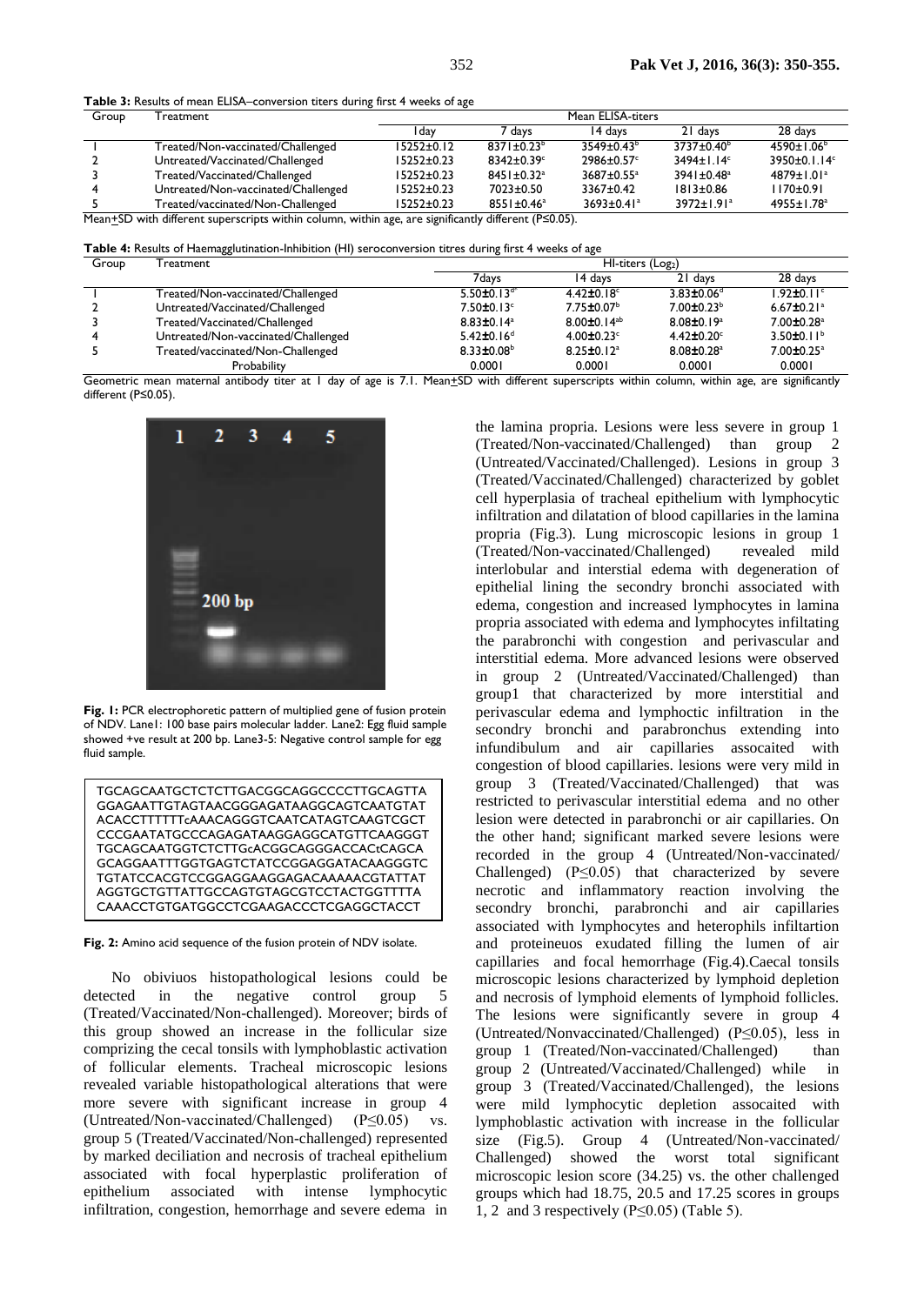**Table 3:** Results of mean ELISA–conversion titers during first 4 weeks of age

| Group | Treatment | Mean ELISA-titers | | | | |
|---|---|---|---|---|---|---|
| | | 1day | 7 days | 14 days | 21 days | 28 days |
| 1 | Treated/Non-vaccinated/Challenged | 15252±0.12 | 8371±0.23[b] | 3549±0.43[b] | 3737±0.40[b] | 4590±1.06[b] |
| 2 | Untreated/Vaccinated/Challenged | 15252±0.23 | 8342±0.39[c] | 2986±0.57[c] | 3494±1.14[c] | 3950±0.1.14[c] |
| 3 | Treated/Vaccinated/Challenged | 15252±0.23 | 8451±0.32[a] | 3687±0.55[a] | 3941±0.48[a] | 4879±1.01[a] |
| 4 | Untreated/Non-vaccinated/Challenged | 15252±0.23 | 7023±0.50 | 3367±0.42 | 1813±0.86 | 1170±0.91 |
| 5 | Treated/vaccinated/Non-Challenged | 15252±0.23 | 8551±0.46[a] | 3693±0.41[a] | 3972±1.91[a] | 4955±1.78[a] |

Mean±SD with different superscripts within column, within age, are significantly different (P≤0.05).

**Table 4:** Results of Haemagglutination-Inhibition (HI) seroconversion titres during first 4 weeks of age

| Group | Treatment | HI-titers ($Log_2$) | | | |
|---|---|---|---|---|---|
| | | 7days | 14 days | 21 days | 28 days |
| 1 | Treated/Non-vaccinated/Challenged | 5.50±0.13[d] | 4.42±0.18[c] | 3.83±0.06[d] | 1.92±0.11[c] |
| 2 | Untreated/Vaccinated/Challenged | 7.50±0.13[c] | 7.75±0.07[b] | 7.00±0.23[b] | 6.67±0.21[a] |
| 3 | Treated/Vaccinated/Challenged | 8.83±0.14[a] | 8.00±0.14[ab] | 8.08±0.19[a] | 7.00±0.28[a] |
| 4 | Untreated/Non-vaccinated/Challenged | 5.42±0.16[d] | 4.00±0.23[c] | 4.42±0.20[c] | 3.50±0.11[b] |
| 5 | Treated/vaccinated/Non-Challenged | 8.33±0.08[b] | 8.25±0.12[a] | 8.08±0.28[a] | 7.00±0.25[a] |
| | Probability | 0.0001 | 0.0001 | 0.0001 | 0.0001 |

Geometric mean maternal antibody titer at 1 day of age is 7.1. Mean±SD with different superscripts within column, within age, are significantly different (P≤0.05).

**Fig. 1:** PCR electrophoretic pattern of multiplied gene of fusion protein of NDV. Lane1: 100 base pairs molecular ladder. Lane2: Egg fluid sample showed +ve result at 200 bp. Lane3-5: Negative control sample for egg fluid sample.

```
TGCAGCAATGCTCTCTTGACGGCAGGCCCCTTGCAGTTA
GGAGAATTGTAGTAACGGGAGATAAGGCAGTCAATGTAT
ACACCTTTTTTcAAACAGGGTCAATCATAGTCAAGTCGCT
CCCGAATATGCCCAGAGATAAGGAGGCATGTTCAAGGGT
TGCAGCAATGGTCTCTTGcACGGCAGGGACCACtCAGCA
GCAGGAATTTGGTGAGTCTATCCGGAGGATACAAGGGTC
TGTATCCACGTCCGGAGGAAGGAGACAAAAACGTATTAT
AGGTGCTGTTATTGCCAGTGTAGCGTCCTACTGGTTTTA
CAAACCTGTGATGGCCTCGAAGACCCTCGAGGCTACCT
```

**Fig. 2:** Amino acid sequence of the fusion protein of NDV isolate.

No obiviuos histopathological lesions could be detected in the negative control group 5 (Treated/Vaccinated/Non-challenged). Moreover; birds of this group showed an increase in the follicular size comprizing the cecal tonsils with lymphoblastic activation of follicular elements. Tracheal microscopic lesions revealed variable histopathological alterations that were more severe with significant increase in group 4 (Untreated/Non-vaccinated/Challenged) (P≤0.05) vs. group 5 (Treated/Vaccinated/Non-challenged) represented by marked deciliation and necrosis of tracheal epithelium associated with focal hyperplastic proliferation of epithelium associated with intense lymphocytic infiltration, congestion, hemorrhage and severe edema in the lamina propria. Lesions were less severe in group 1 (Treated/Non-vaccinated/Challenged) than group 2 (Untreated/Vaccinated/Challenged). Lesions in group 3 (Treated/Vaccinated/Challenged) characterized by goblet cell hyperplasia of tracheal epithelium with lymphocytic infiltration and dilatation of blood capillaries in the lamina propria (Fig.3). Lung microscopic lesions in group 1 (Treated/Non-vaccinated/Challenged) revealed mild interlobular and interstial edema with degeneration of epithelial lining the secondry bronchi associated with edema, congestion and increased lymphocytes in lamina propria associated with edema and lymphocytes infiltating the parabronchi with congestion and perivascular and interstitial edema. More advanced lesions were observed in group 2 (Untreated/Vaccinated/Challenged) than group1 that characterized by more interstitial and perivascular edema and lymphoctic infiltration in the secondry bronchi and parabronchus extending into infundibulum and air capillaries assocaited with congestion of blood capillaries. lesions were very mild in group 3 (Treated/Vaccinated/Challenged) that was restricted to perivascular interstitial edema and no other lesion were detected in parabronchi or air capillaries. On the other hand; significant marked severe lesions were recorded in the group 4 (Untreated/Non-vaccinated/ Challenged) (P≤0.05) that characterized by severe necrotic and inflammatory reaction involving the secondry bronchi, parabronchi and air capillaries associated with lymphocytes and heterophils infiltartion and proteineuos exudated filling the lumen of air capillaries and focal hemorrhage (Fig.4).Caecal tonsils microscopic lesions characterized by lymphoid depletion and necrosis of lymphoid elements of lymphoid follicles. The lesions were significantly severe in group 4 (Untreated/Nonvaccinated/Challenged) (P≤0.05), less in group 1 (Treated/Non-vaccinated/Challenged) than group 2 (Untreated/Vaccinated/Challenged) while in group 3 (Treated/Vaccinated/Challenged), the lesions were mild lymphocytic depletion assocaited with lymphoblastic activation with increase in the follicular size (Fig.5). Group 4 (Untreated/Non-vaccinated/ Challenged) showed the worst total significant microscopic lesion score (34.25) vs. the other challenged groups which had 18.75, 20.5 and 17.25 scores in groups 1, 2 and 3 respectively (P≤0.05) (Table 5).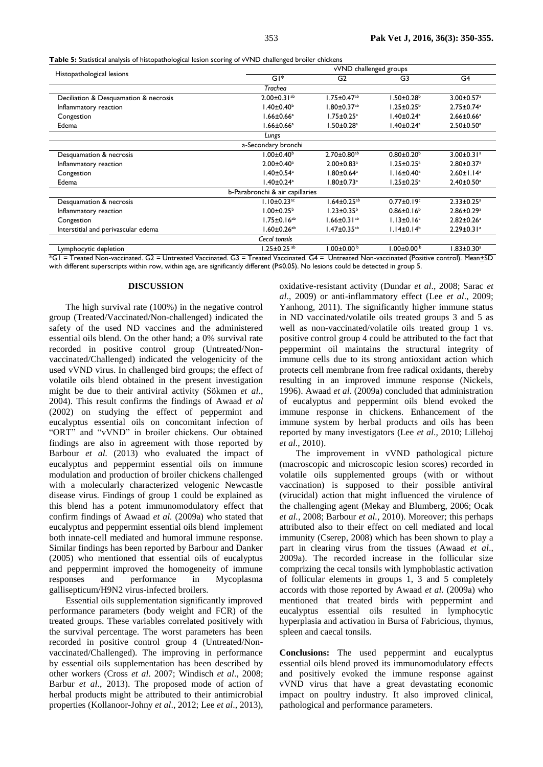**Table 5:** Statistical analysis of histopathological lesion scoring of vVND challenged broiler chickens

| Histopathological lesions | vVND challenged groups | | | |
|---|---|---|---|---|
| | G1* | G2 | G3 | G4 |
| *Trachea* | | | | |
| Deciliation & Desquamation & necrosis | 2.00±0.31[ab] | 1.75±0.47[ab] | 1.50±0.28[b] | 3.00±0.57[a] |
| Inflammatory reaction | 1.40±0.40[b] | 1.80±0.37[ab] | 1.25±0.25[b] | 2.75±0.74[a] |
| Congestion | 1.66±0.66[a] | 1.75±0.25[a] | 1.40±0.24[a] | 2.66±0.66[a] |
| Edema | 1.66±0.66[a] | 1.50±0.28[a] | 1.40±0.24[a] | 2.50±0.50[a] |
| *Lungs* | | | | |
| a-Secondary bronchi | | | | |
| Desquamation & necrosis | 1.00±0.40[b] | 2.70±0.80[ab] | 0.80±0.20[b] | 3.00±0.31[a] |
| Inflammatory reaction | 2.00±0.40[a] | 2.00±0.83[a] | 1.25±0.25[a] | 2.80±0.37[a] |
| Congestion | 1.40±0.54[a] | 1.80±0.64[a] | 1.16±0.40[a] | 2.60±1.14[a] |
| Edema | 1.40±0.24[a] | 1.80±0.73[a] | 1.25±0.25[a] | 2.40±0.50[a] |
| b-Parabronchi & air capillaries | | | | |
| Desquamation & necrosis | 1.10±0.23[ac] | 1.64±0.25[ab] | 0.77±0.19[c] | 2.33±0.25[a] |
| Inflammatory reaction | 1.00±0.25[b] | 1.23±0.35[b] | 0.86±0.16[b] | 2.86±0.29[a] |
| Congestion | 1.75±0.16[ab] | 1.66±0.31[ab] | 1.13±0.16[c] | 2.82±0.26[a] |
| Interstitial and perivascular edema | 1.60±0.26[ab] | 1.47±0.35[ab] | 1.14±0.14[b] | 2.29±0.31[a] |
| *Cecal tonsils* | | | | |
| Lymphocytic depletion | 1.25±0.25[ab] | 1.00±0.00[b] | 1.00±0.00[b] | 1.83±0.30[a] |

*G1 = Treated Non-vaccinated. G2 = Untreated Vaccinated. G3 = Treated Vaccinated. G4 = Untreated Non-vaccinated (Positive control). Mean±SD with different superscripts within row, within age, are significantly different (P≤0.05). No lesions could be detected in group 5.

## DISCUSSION

The high survival rate (100%) in the negative control group (Treated/Vaccinated/Non-challenged) indicated the safety of the used ND vaccines and the administered essential oils blend. On the other hand; a 0% survival rate recorded in positive control group (Untreated/Non-vaccinated/Challenged) indicated the velogenicity of the used vVND virus. In challenged bird groups; the effect of volatile oils blend obtained in the present investigation might be due to their antiviral activity (Sökmen *et al*., 2004). This result confirms the findings of Awaad *et al* (2002) on studying the effect of peppermint and eucalyptus essential oils on concomitant infection of "ORT" and "vVND" in broiler chickens. Our obtained findings are also in agreement with those reported by Barbour *et al.* (2013) who evaluated the impact of eucalyptus and peppermint essential oils on immune modulation and production of broiler chickens challenged with a molecularly characterized velogenic Newcastle disease virus. Findings of group 1 could be explained as this blend has a potent immunomodulatory effect that confirm findings of Awaad *et al.* (2009a) who stated that eucalyptus and peppermint essential oils blend implement both innate-cell mediated and humoral immune response. Similar findings has been reported by Barbour and Danker (2005) who mentioned that essential oils of eucalyptus and peppermint improved the homogeneity of immune responses and performance in Mycoplasma gallisepticum/H9N2 virus-infected broilers.

Essential oils supplementation significantly improved performance parameters (body weight and FCR) of the treated groups. These variables correlated positively with the survival percentage. The worst parameters has been recorded in positive control group 4 (Untreated/Non-vaccinated/Challenged). The improving in performance by essential oils supplementation has been described by other workers (Cross *et al*. 2007; Windisch *et al*., 2008; Barbur *et al*., 2013). The proposed mode of action of herbal products might be attributed to their antimicrobial properties (Kollanoor-Johny *et al*., 2012; Lee *et al*., 2013), oxidative-resistant activity (Dundar *et al*., 2008; Sarac *et al*., 2009) or anti-inflammatory effect (Lee *et al*., 2009; Yanhong, 2011). The significantly higher immune status in ND vaccinated/volatile oils treated groups 3 and 5 as well as non-vaccinated/volatile oils treated group 1 vs. positive control group 4 could be attributed to the fact that peppermint oil maintains the structural integrity of immune cells due to its strong antioxidant action which protects cell membrane from free radical oxidants, thereby resulting in an improved immune response (Nickels, 1996). Awaad *et al*. (2009a) concluded that administration of eucalyptus and peppermint oils blend evoked the immune response in chickens. Enhancement of the immune system by herbal products and oils has been reported by many investigators (Lee *et al*., 2010; Lillehoj *et al*., 2010).

The improvement in vVND pathological picture (macroscopic and microscopic lesion scores) recorded in volatile oils supplemented groups (with or without vaccination) is supposed to their possible antiviral (virucidal) action that might influenced the virulence of the challenging agent (Mekay and Blumberg, 2006; Ocak *et al.*, 2008; Barbour *et al.*, 2010). Moreover; this perhaps attributed also to their effect on cell mediated and local immunity (Cserep, 2008) which has been shown to play a part in clearing virus from the tissues (Awaad *et al*., 2009a). The recorded increase in the follicular size comprizing the cecal tonsils with lymphoblastic activation of follicular elements in groups 1, 3 and 5 completely accords with those reported by Awaad *et al.* (2009a) who mentioned that treated birds with peppermint and eucalyptus essential oils resulted in lymphocytic hyperplasia and activation in Bursa of Fabricious, thymus, spleen and caecal tonsils.

**Conclusions:** The used peppermint and eucalyptus essential oils blend proved its immunomodulatory effects and positively evoked the immune response against vVND virus that have a great devastating economic impact on poultry industry. It also improved clinical, pathological and performance parameters.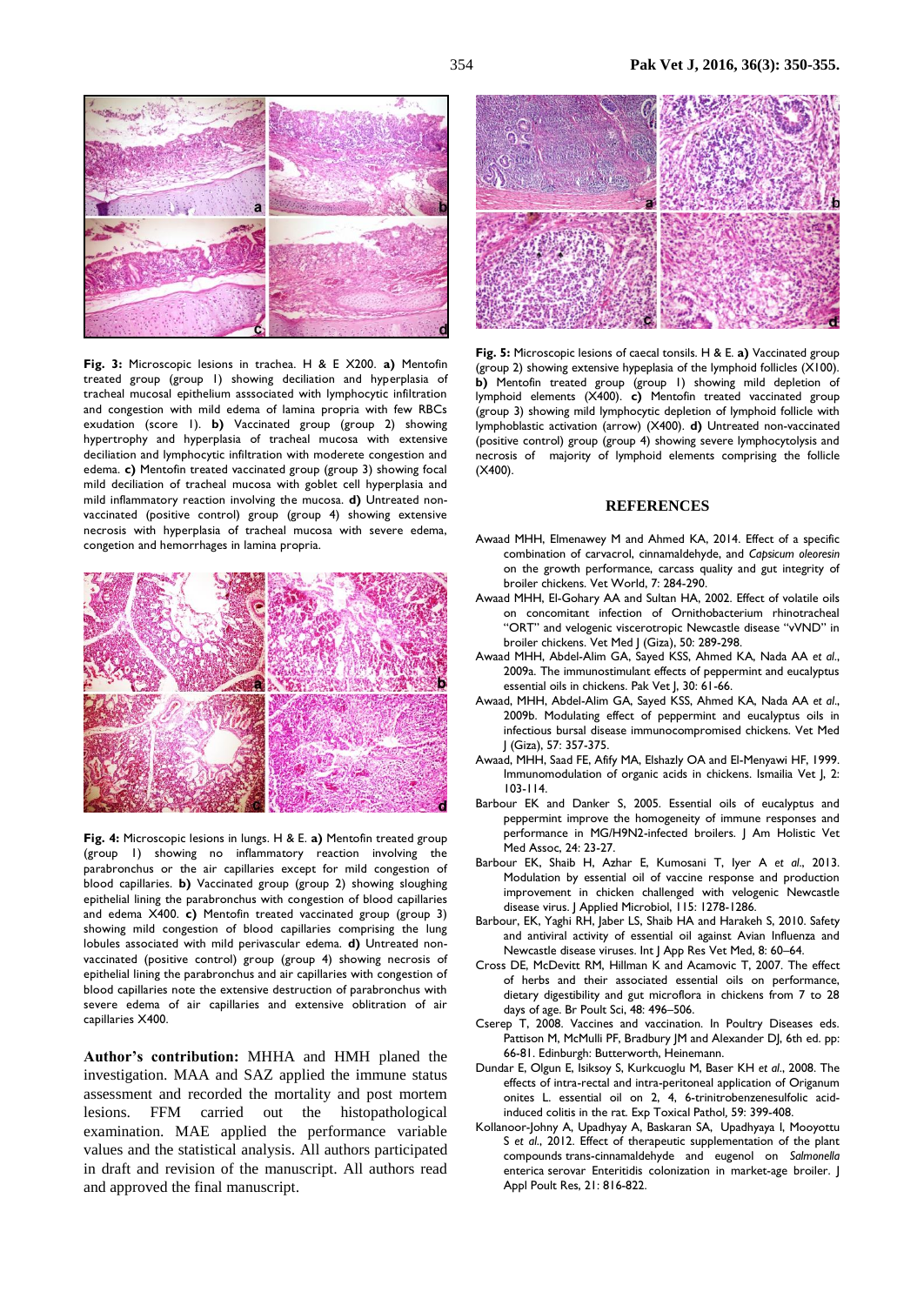**Fig. 3:** Microscopic lesions in trachea. H & E X200. **a)** Mentofin treated group (group I) showing deciliation and hyperplasia of tracheal mucosal epithelium asssociated with lymphocytic infiltration and congestion with mild edema of lamina propria with few RBCs exudation (score I). **b)** Vaccinated group (group 2) showing hypertrophy and hyperplasia of tracheal mucosa with extensive deciliation and lymphocytic infiltration with moderete congestion and edema. **c)** Mentofin treated vaccinated group (group 3) showing focal mild deciliation of tracheal mucosa with goblet cell hyperplasia and mild inflammatory reaction involving the mucosa. **d)** Untreated non-vaccinated (positive control) group (group 4) showing extensive necrosis with hyperplasia of tracheal mucosa with severe edema, congetion and hemorrhages in lamina propria.

**Fig. 4:** Microscopic lesions in lungs. H & E. **a)** Mentofin treated group (group I) showing no inflammatory reaction involving the parabronchus or the air capillaries except for mild congestion of blood capillaries. **b)** Vaccinated group (group 2) showing sloughing epithelial lining the parabronchus with congestion of blood capillaries and edema X400. **c)** Mentofin treated vaccinated group (group 3) showing mild congestion of blood capillaries comprising the lung lobules associated with mild perivascular edema. **d)** Untreated non-vaccinated (positive control) group (group 4) showing necrosis of epithelial lining the parabronchus and air capillaries with congestion of blood capillaries note the extensive destruction of parabronchus with severe edema of air capillaries and extensive oblitration of air capillaries X400.

**Author's contribution:** MHHA and HMH planed the investigation. MAA and SAZ applied the immune status assessment and recorded the mortality and post mortem lesions. FFM carried out the histopathological examination. MAE applied the performance variable values and the statistical analysis. All authors participated in draft and revision of the manuscript. All authors read and approved the final manuscript.

**Fig. 5:** Microscopic lesions of caecal tonsils. H & E. **a)** Vaccinated group (group 2) showing extensive hypeplasia of the lymphoid follicles (X100). **b)** Mentofin treated group (group I) showing mild depletion of lymphoid elements (X400). **c)** Mentofin treated vaccinated group (group 3) showing mild lymphocytic depletion of lymphoid follicle with lymphoblastic activation (arrow) (X400). **d)** Untreated non-vaccinated (positive control) group (group 4) showing severe lymphocytolysis and necrosis of majority of lymphoid elements comprising the follicle (X400).

## REFERENCES

Awaad MHH, Elmenawey M and Ahmed KA, 2014. Effect of a specific combination of carvacrol, cinnamaldehyde, and *Capsicum oleoresin* on the growth performance, carcass quality and gut integrity of broiler chickens. Vet World, 7: 284-290.

Awaad MHH, El-Gohary AA and Sultan HA, 2002. Effect of volatile oils on concomitant infection of Ornithobacterium rhinotracheal "ORT" and velogenic viscerotropic Newcastle disease "vVND" in broiler chickens. Vet Med J (Giza), 50: 289-298.

Awaad MHH, Abdel-Alim GA, Sayed KSS, Ahmed KA, Nada AA *et al*., 2009a. The immunostimulant effects of peppermint and eucalyptus essential oils in chickens. Pak Vet J, 30: 61-66.

Awaad, MHH, Abdel-Alim GA, Sayed KSS, Ahmed KA, Nada AA *et al*., 2009b. Modulating effect of peppermint and eucalyptus oils in infectious bursal disease immunocompromised chickens. Vet Med J (Giza), 57: 357-375.

Awaad, MHH, Saad FE, Afify MA, Elshazly OA and El-Menyawi HF, 1999. Immunomodulation of organic acids in chickens. Ismailia Vet J, 2: 103-114.

Barbour EK and Danker S, 2005. Essential oils of eucalyptus and peppermint improve the homogeneity of immune responses and performance in MG/H9N2-infected broilers. J Am Holistic Vet Med Assoc, 24: 23-27.

Barbour EK, Shaib H, Azhar E, Kumosani T, Iyer A *et al*., 2013. Modulation by essential oil of vaccine response and production improvement in chicken challenged with velogenic Newcastle disease virus. J Applied Microbiol, 115: 1278-1286.

Barbour, EK, Yaghi RH, Jaber LS, Shaib HA and Harakeh S, 2010. Safety and antiviral activity of essential oil against Avian Influenza and Newcastle disease viruses. Int J App Res Vet Med, 8: 60–64.

Cross DE, McDevitt RM, Hillman K and Acamovic T, 2007. The effect of herbs and their associated essential oils on performance, dietary digestibility and gut microflora in chickens from 7 to 28 days of age. Br Poult Sci, 48: 496–506.

Cserep T, 2008. Vaccines and vaccination. In Poultry Diseases eds. Pattison M, McMulli PF, Bradbury JM and Alexander DJ, 6th ed. pp: 66-81. Edinburgh: Butterworth, Heinemann.

Dundar E, Olgun E, Isiksoy S, Kurkcuoglu M, Baser KH *et al*., 2008. The effects of intra-rectal and intra-peritoneal application of Origanum onites L. essential oil on 2, 4, 6-trinitrobenzenesulfolic acid-induced colitis in the rat. Exp Toxical Pathol, 59: 399-408.

Kollanoor-Johny A, Upadhyay A, Baskaran SA, Upadhyaya I, Mooyottu S *et al*., 2012. Effect of therapeutic supplementation of the plant compounds trans-cinnamaldehyde and eugenol on *Salmonella* enterica serovar Enteritidis colonization in market-age broiler. J Appl Poult Res, 21: 816-822.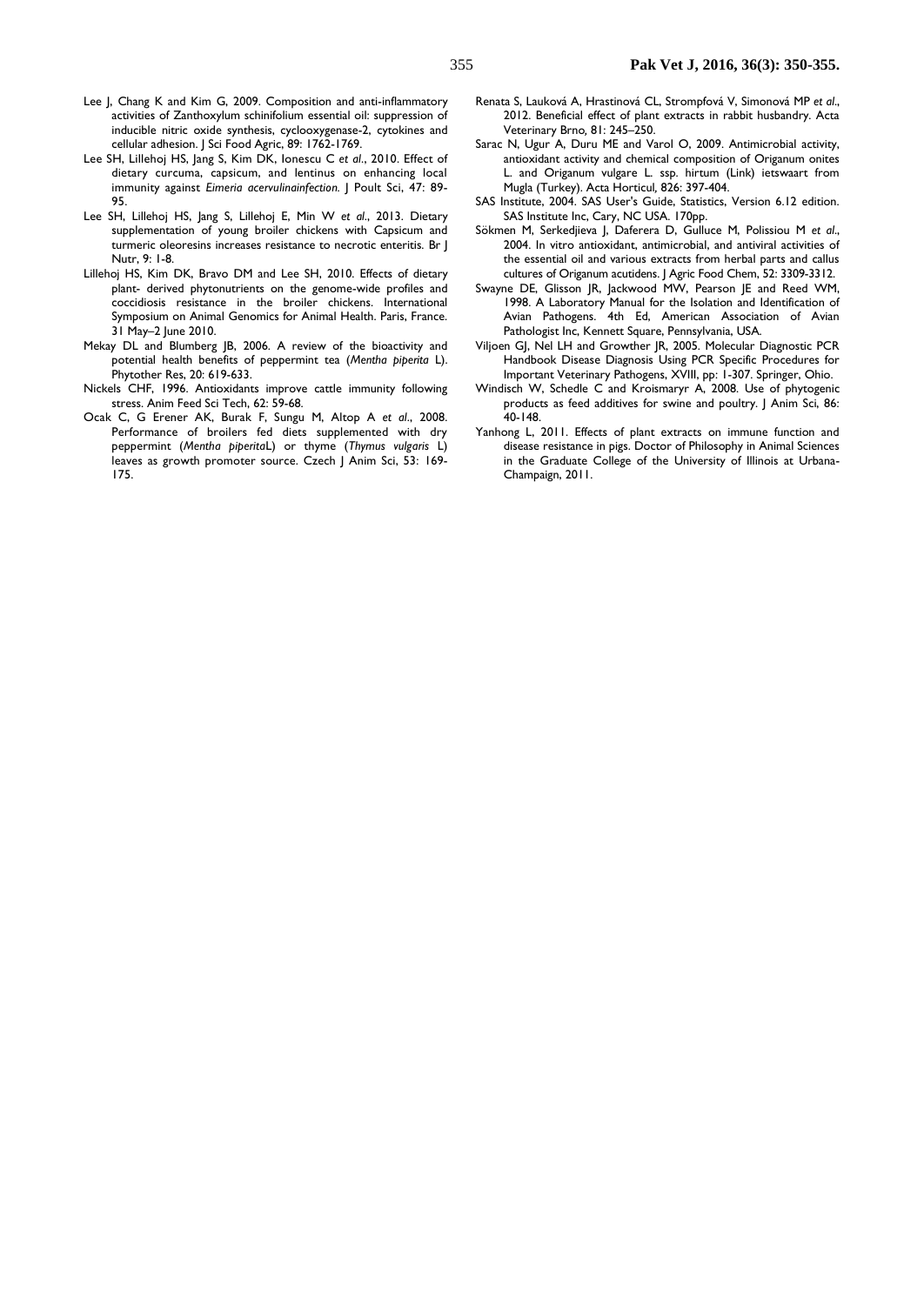Lee J, Chang K and Kim G, 2009. Composition and anti-inflammatory activities of Zanthoxylum schinifolium essential oil: suppression of inducible nitric oxide synthesis, cyclooxygenase-2, cytokines and cellular adhesion. J Sci Food Agric, 89: 1762-1769.

Lee SH, Lillehoj HS, Jang S, Kim DK, Ionescu C *et al*., 2010. Effect of dietary curcuma, capsicum, and lentinus on enhancing local immunity against *Eimeria acervulinainfection.* J Poult Sci, 47: 89-95.

Lee SH, Lillehoj HS, Jang S, Lillehoj E, Min W *et al*., 2013. Dietary supplementation of young broiler chickens with Capsicum and turmeric oleoresins increases resistance to necrotic enteritis. Br J Nutr, 9: 1-8.

Lillehoj HS, Kim DK, Bravo DM and Lee SH, 2010. Effects of dietary plant- derived phytonutrients on the genome-wide profiles and coccidiosis resistance in the broiler chickens. International Symposium on Animal Genomics for Animal Health. Paris, France. 31 May–2 June 2010.

Mekay DL and Blumberg JB, 2006. A review of the bioactivity and potential health benefits of peppermint tea (*Mentha piperita* L). Phytother Res, 20: 619-633.

Nickels CHF, 1996. Antioxidants improve cattle immunity following stress. Anim Feed Sci Tech, 62: 59-68.

Ocak C, G Erener AK, Burak F, Sungu M, Altop A *et al*., 2008. Performance of broilers fed diets supplemented with dry peppermint (*Mentha piperita*L) or thyme (*Thymus vulgaris* L) leaves as growth promoter source. Czech J Anim Sci, 53: 169-175.

Renata S, Lauková A, Hrastinová CL, Strompfová V, Simonová MP *et al*., 2012. Beneficial effect of plant extracts in rabbit husbandry. Acta Veterinary Brno, 81: 245–250.

Sarac N, Ugur A, Duru ME and Varol O, 2009. Antimicrobial activity, antioxidant activity and chemical composition of Origanum onites L. and Origanum vulgare L. ssp. hirtum (Link) ietswaart from Mugla (Turkey). Acta Horticul, 826: 397-404.

SAS Institute, 2004. SAS User's Guide, Statistics, Version 6.12 edition. SAS Institute Inc, Cary, NC USA. 170pp.

Sökmen M, Serkedjieva J, Daferera D, Gulluce M, Polissiou M *et al*., 2004. In vitro antioxidant, antimicrobial, and antiviral activities of the essential oil and various extracts from herbal parts and callus cultures of Origanum acutidens. J Agric Food Chem, 52: 3309-3312.

Swayne DE, Glisson JR, Jackwood MW, Pearson JE and Reed WM, 1998. A Laboratory Manual for the Isolation and Identification of Avian Pathogens. 4th Ed, American Association of Avian Pathologist Inc, Kennett Square, Pennsylvania, USA.

Viljoen GJ, Nel LH and Growther JR, 2005. Molecular Diagnostic PCR Handbook Disease Diagnosis Using PCR Specific Procedures for Important Veterinary Pathogens, XVIII, pp: 1-307. Springer, Ohio.

Windisch W, Schedle C and Kroismaryr A, 2008. Use of phytogenic products as feed additives for swine and poultry. J Anim Sci, 86: 40-148.

Yanhong L, 2011. Effects of plant extracts on immune function and disease resistance in pigs. Doctor of Philosophy in Animal Sciences in the Graduate College of the University of Illinois at Urbana-Champaign, 2011.